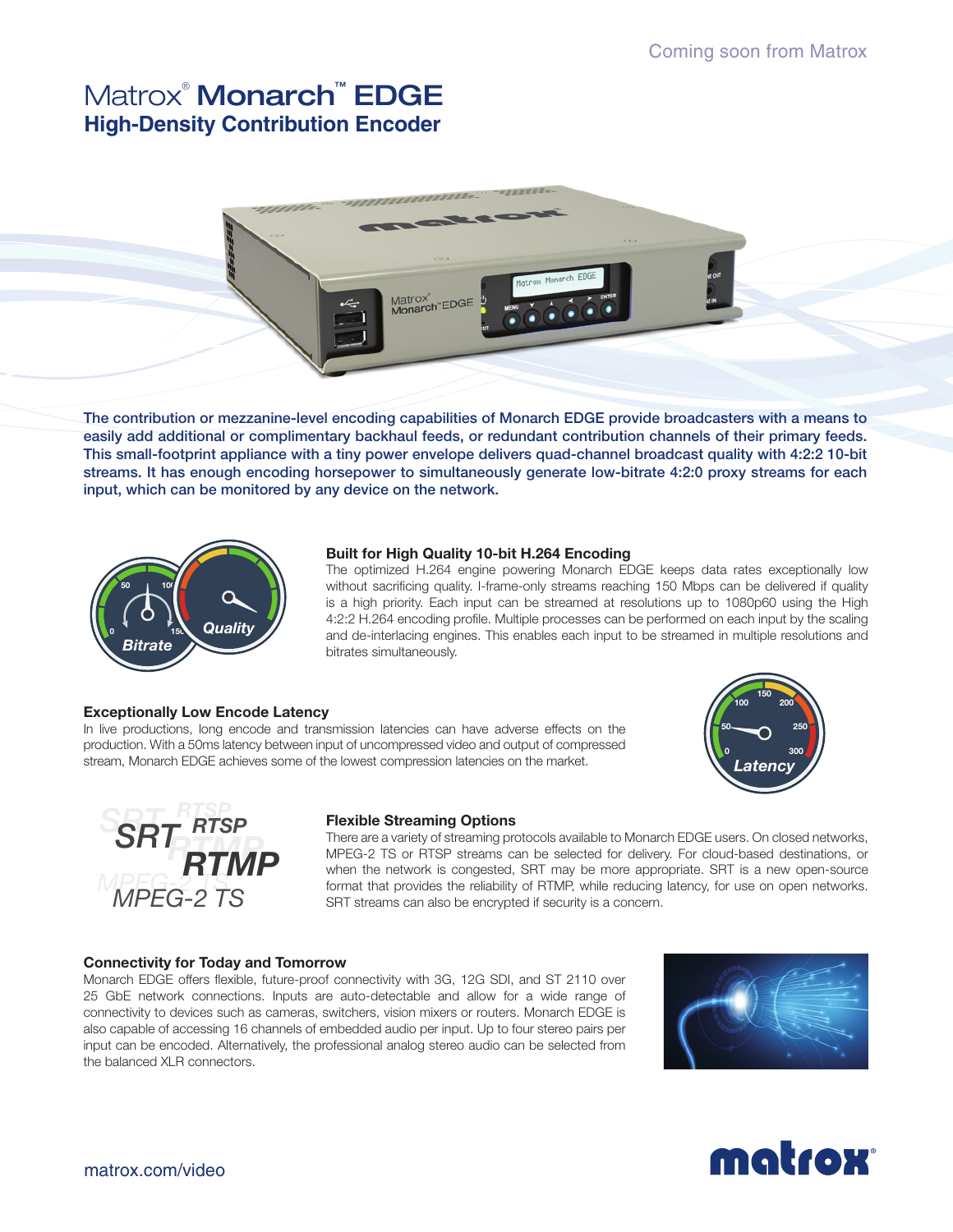Coming soon from Matrox

# Matrox® Monarch™ EDGE

## High-Density Contribution Encoder

**The contribution or mezzanine-level encoding capabilities of Monarch EDGE provide broadcasters with a means to easily add additional or complimentary backhaul feeds, or redundant contribution channels of their primary feeds. This small-footprint appliance with a tiny power envelope delivers quad-channel broadcast quality with 4:2:2 10-bit streams. It has enough encoding horsepower to simultaneously generate low-bitrate 4:2:0 proxy streams for each input, which can be monitored by any device on the network.**

### Built for High Quality 10-bit H.264 Encoding

The optimized H.264 engine powering Monarch EDGE keeps data rates exceptionally low without sacrificing quality. I-frame-only streams reaching 150 Mbps can be delivered if quality is a high priority. Each input can be streamed at resolutions up to 1080p60 using the High 4:2:2 H.264 encoding profile. Multiple processes can be performed on each input by the scaling and de-interlacing engines. This enables each input to be streamed in multiple resolutions and bitrates simultaneously.

### Exceptionally Low Encode Latency

In live productions, long encode and transmission latencies can have adverse effects on the production. With a 50ms latency between input of uncompressed video and output of compressed stream, Monarch EDGE achieves some of the lowest compression latencies on the market.

### Flexible Streaming Options

There are a variety of streaming protocols available to Monarch EDGE users. On closed networks, MPEG-2 TS or RTSP streams can be selected for delivery. For cloud-based destinations, or when the network is congested, SRT may be more appropriate. SRT is a new open-source format that provides the reliability of RTMP, while reducing latency, for use on open networks. SRT streams can also be encrypted if security is a concern.

### Connectivity for Today and Tomorrow

Monarch EDGE offers flexible, future-proof connectivity with 3G, 12G SDI, and ST 2110 over 25 GbE network connections. Inputs are auto-detectable and allow for a wide range of connectivity to devices such as cameras, switchers, vision mixers or routers. Monarch EDGE is also capable of accessing 16 channels of embedded audio per input. Up to four stereo pairs per input can be encoded. Alternatively, the professional analog stereo audio can be selected from the balanced XLR connectors.

matrox.com/video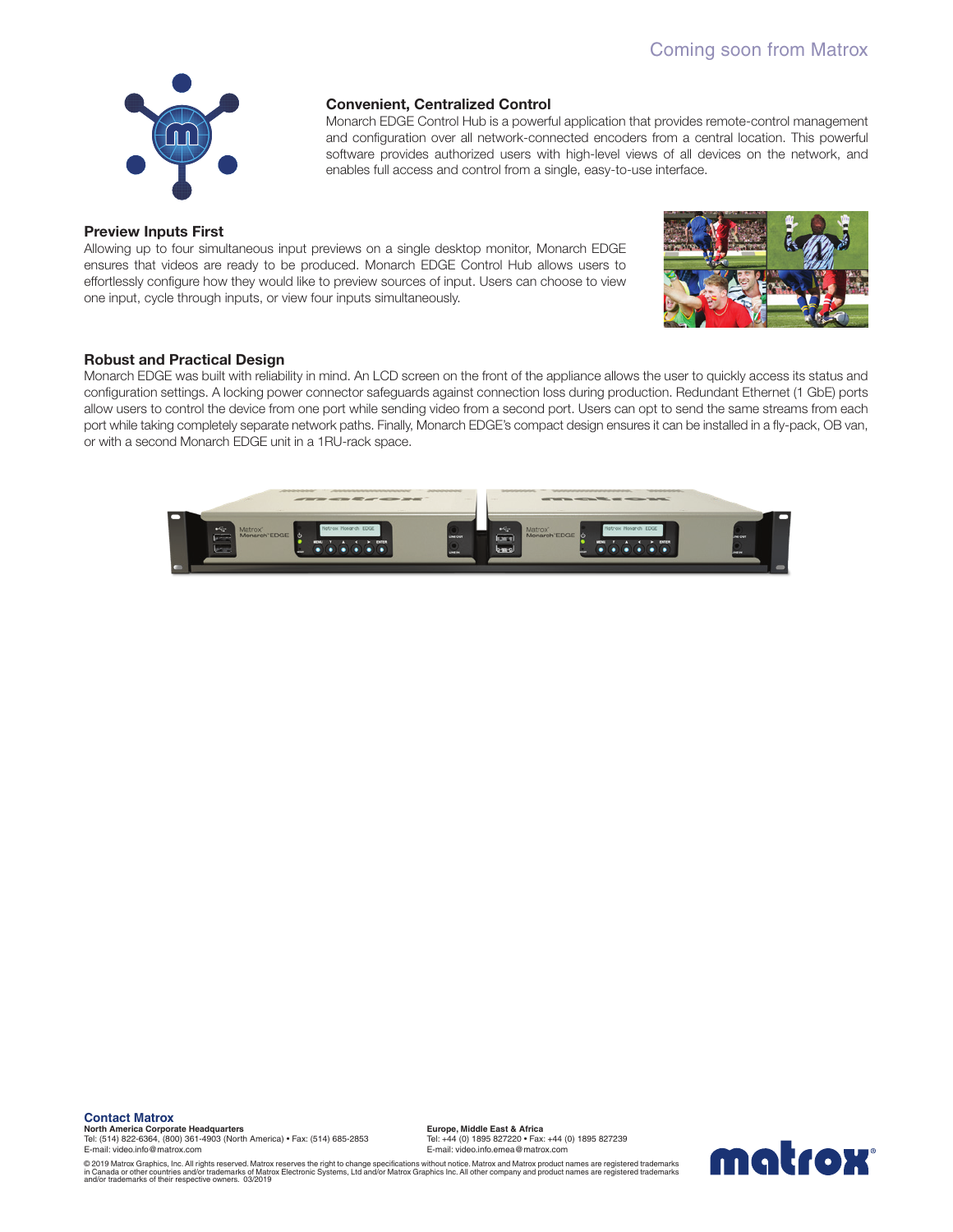Coming soon from Matrox

### Convenient, Centralized Control

Monarch EDGE Control Hub is a powerful application that provides remote-control management and configuration over all network-connected encoders from a central location. This powerful software provides authorized users with high-level views of all devices on the network, and enables full access and control from a single, easy-to-use interface.

### Preview Inputs First

Allowing up to four simultaneous input previews on a single desktop monitor, Monarch EDGE ensures that videos are ready to be produced. Monarch EDGE Control Hub allows users to effortlessly configure how they would like to preview sources of input. Users can choose to view one input, cycle through inputs, or view four inputs simultaneously.

### Robust and Practical Design

Monarch EDGE was built with reliability in mind. An LCD screen on the front of the appliance allows the user to quickly access its status and configuration settings. A locking power connector safeguards against connection loss during production. Redundant Ethernet (1 GbE) ports allow users to control the device from one port while sending video from a second port. Users can opt to send the same streams from each port while taking completely separate network paths. Finally, Monarch EDGE's compact design ensures it can be installed in a fly-pack, OB van, or with a second Monarch EDGE unit in a 1RU-rack space.

### Contact Matrox

**North America Corporate Headquarters**
Tel: (514) 822-6364, (800) 361-4903 (North America) • Fax: (514) 685-2853
E-mail: video.info@matrox.com

**Europe, Middle East & Africa**
Tel: +44 (0) 1895 827220 • Fax: +44 (0) 1895 827239
E-mail: video.info.emea@matrox.com

© 2019 Matrox Graphics, Inc. All rights reserved. Matrox reserves the right to change specifications without notice. Matrox and Matrox product names are registered trademarks in Canada or other countries and/or trademarks of Matrox Electronic Systems, Ltd and/or Matrox Graphics Inc. All other company and product names are registered trademarks and/or trademarks of their respective owners. 03/2019